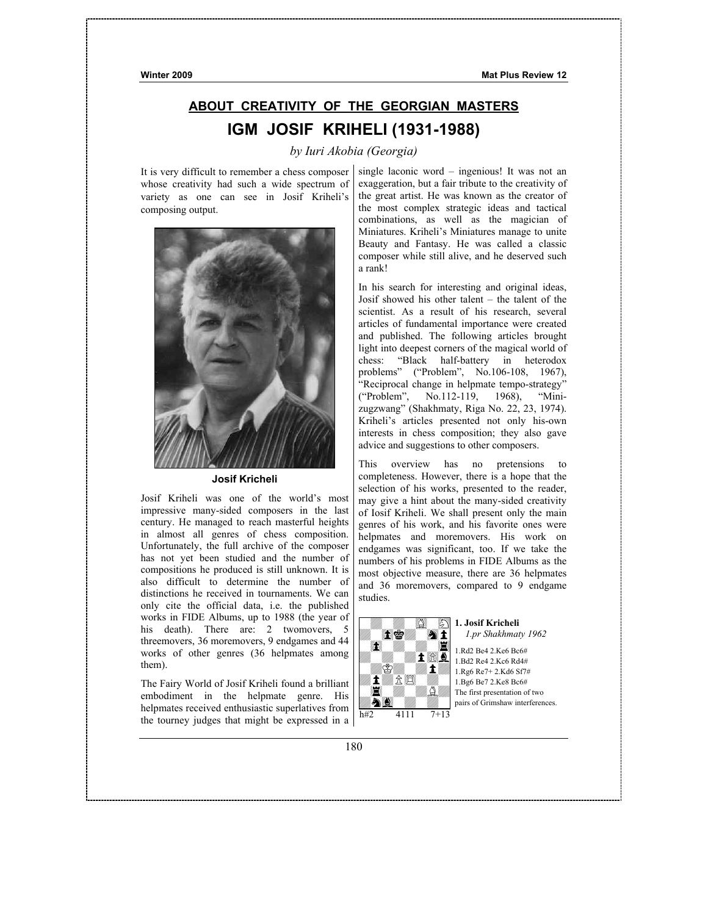## ABOUT CREATIVITY OF THE GEORGIAN MASTERS

# IGM JOSIF KRIHELI (1931-1988)

*by Iuri Akobia (Georgia)*

It is very difficult to remember a chess composer whose creativity had such a wide spectrum of variety as one can see in Josif Kriheli's composing output.

**Josif Kricheli**

Josif Kriheli was one of the world's most impressive many-sided composers in the last century. He managed to reach masterful heights in almost all genres of chess composition. Unfortunately, the full archive of the composer has not yet been studied and the number of compositions he produced is still unknown. It is also difficult to determine the number of distinctions he received in tournaments. We can only cite the official data, i.e. the published works in FIDE Albums, up to 1988 (the year of his death). There are: 2 twomovers, 5 threemovers, 36 moremovers, 9 endgames and 44 works of other genres (36 helpmates among them).

The Fairy World of Josif Kriheli found a brilliant embodiment in the helpmate genre. His helpmates received enthusiastic superlatives from the tourney judges that might be expressed in a single laconic word – ingenious! It was not an exaggeration, but a fair tribute to the creativity of the great artist. He was known as the creator of the most complex strategic ideas and tactical combinations, as well as the magician of Miniatures. Kriheli's Miniatures manage to unite Beauty and Fantasy. He was called a classic composer while still alive, and he deserved such a rank!

In his search for interesting and original ideas, Josif showed his other talent – the talent of the scientist. As a result of his research, several articles of fundamental importance were created and published. The following articles brought light into deepest corners of the magical world of chess: "Black half-battery in heterodox problems" ("Problem", No.106-108, 1967), "Reciprocal change in helpmate tempo-strategy" ("Problem", No.112-119, 1968), "Mini-zugzwang" (Shakhmaty, Riga No. 22, 23, 1974). Kriheli's articles presented not only his-own interests in chess composition; they also gave advice and suggestions to other composers.

This overview has no pretensions to completeness. However, there is a hope that the selection of his works, presented to the reader, may give a hint about the many-sided creativity of Iosif Kriheli. We shall present only the main genres of his work, and his favorite ones were helpmates and moremovers. His work on endgames was significant, too. If we take the numbers of his problems in FIDE Albums as the most objective measure, there are 36 helpmates and 36 moremovers, compared to 9 endgame studies.

**1. Josif Kricheli**
*1.pr Shakhmaty 1962*

h#2 4111 7+13

1.Rd2 Be4 2.Ke6 Bc6#
1.Bd2 Re4 2.Kc6 Rd4#
1.Rg6 Re7+ 2.Kd6 Sf7#
1.Bg6 Be7 2.Ke8 Bc6#

The first presentation of two pairs of Grimshaw interferences.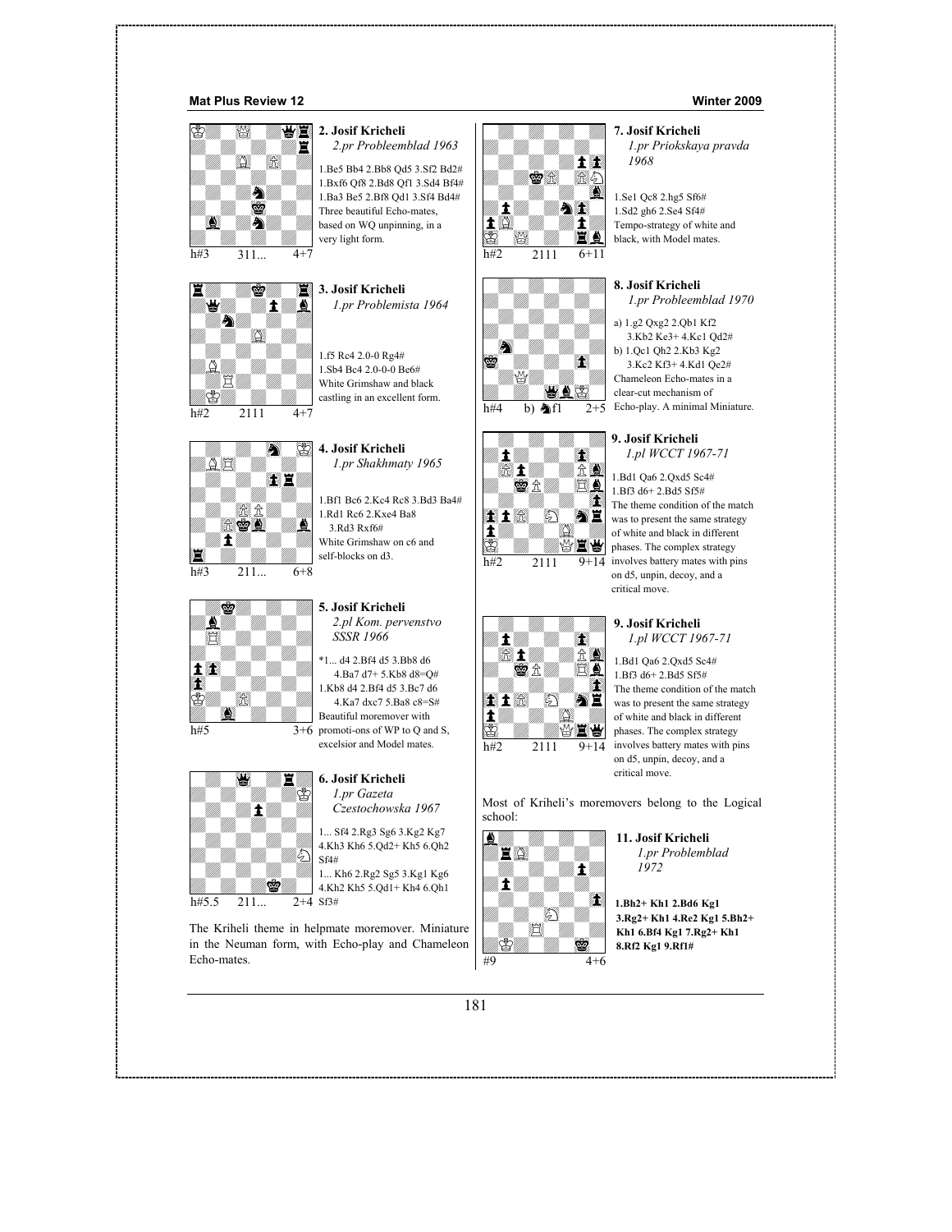**2. Josif Kricheli**
*2.pr Probleemblad 1963*

h#3 311... 4+7

1.Be5 Bb4 2.Bb8 Qd5 3.Sf2 Bd2#
1.Bxf6 Qf8 2.Bd8 Qf1 3.Sd4 Bf4#
1.Ba3 Be5 2.Bf8 Qd1 3.Sf4 Bd4#
Three beautiful Echo-mates, based on WQ unpinning, in a very light form.

**3. Josif Kricheli**
*1.pr Problemista 1964*

h#2 2111 4+7

1.f5 Rc4 2.0-0 Rg4#
1.Sb4 Bc4 2.0-0-0 Be6#
White Grimshaw and black castling in an excellent form.

**4. Josif Kricheli**
*1.pr Shakhmaty 1965*

h#3 211... 6+8

1.Bf1 Bc6 2.Kc4 Rc8 3.Bd3 Ba4#
1.Rd1 Rc6 2.Kxe4 Ba8 3.Rd3 Rxf6#
White Grimshaw on c6 and self-blocks on d3.

**5. Josif Kricheli**
*2.pl Kom. pervenstvo SSSR 1966*

h#5 3+6

\*1... d4 2.Bf4 d5 3.Bb8 d6 4.Ba7 d7+ 5.Kb8 d8=Q#
1.Kb8 d4 2.Bf4 d5 3.Bc7 d6 4.Ka7 dxc7 5.Ba8 c8=S#
Beautiful moremover with promoti-ons of WP to Q and S, excelsior and Model mates.

**6. Josif Kricheli**
*1.pr Gazeta Czestochowska 1967*

h#5.5 211... 2+4

1... Sf4 2.Rg3 Sg6 3.Kg2 Kg7 4.Kh3 Kh6 5.Qd2+ Kh5 6.Qh2 Sf4#
1... Kh6 2.Rg2 Sg5 3.Kg1 Kg6 4.Kh2 Kh5 5.Qd1+ Kh4 6.Qh1 Sf3#

The Kriheli theme in helpmate moremover. Miniature in the Neuman form, with Echo-play and Chameleon Echo-mates.

**7. Josif Kricheli**
*1.pr Priokskaya pravda 1968*

h#2 2111 6+11

1.Se1 Qc8 2.hg5 Sf6#
1.Sd2 gh6 2.Se4 Sf4#
Tempo-strategy of white and black, with Model mates.

**8. Josif Kricheli**
*1.pr Probleemblad 1970*

h#4 b) ♞f1 2+5

a) 1.g2 Qxg2 2.Qb1 Kf2 3.Kb2 Ke3+ 4.Kc1 Qd2#
b) 1.Qc1 Qh2 2.Kb3 Kg2 3.Kc2 Kf3+ 4.Kd1 Qe2#
Chameleon Echo-mates in a clear-cut mechanism of Echo-play. A minimal Miniature.

**9. Josif Kricheli**
*1.pl WCCT 1967-71*

h#2 2111 9+14

1.Bd1 Qa6 2.Qxd5 Sc4#
1.Bf3 d6+ 2.Bd5 Sf5#
The theme condition of the match was to present the same strategy of white and black in different phases. The complex strategy involves battery mates with pins on d5, unpin, decoy, and a critical move.

**9. Josif Kricheli**
*1.pl WCCT 1967-71*

h#2 2111 9+14

1.Bd1 Qa6 2.Qxd5 Sc4#
1.Bf3 d6+ 2.Bd5 Sf5#
The theme condition of the match was to present the same strategy of white and black in different phases. The complex strategy involves battery mates with pins on d5, unpin, decoy, and a critical move.

Most of Kriheli's moremovers belong to the Logical school:

**11. Josif Kricheli**
*1.pr Problemblad 1972*

#9 4+6

**1.Bh2+ Kh1 2.Bd6 Kg1 3.Rg2+ Kh1 4.Re2 Kg1 5.Bh2+ Kh1 6.Bf4 Kg1 7.Rg2+ Kh1 8.Rf2 Kg1 9.Rf1#**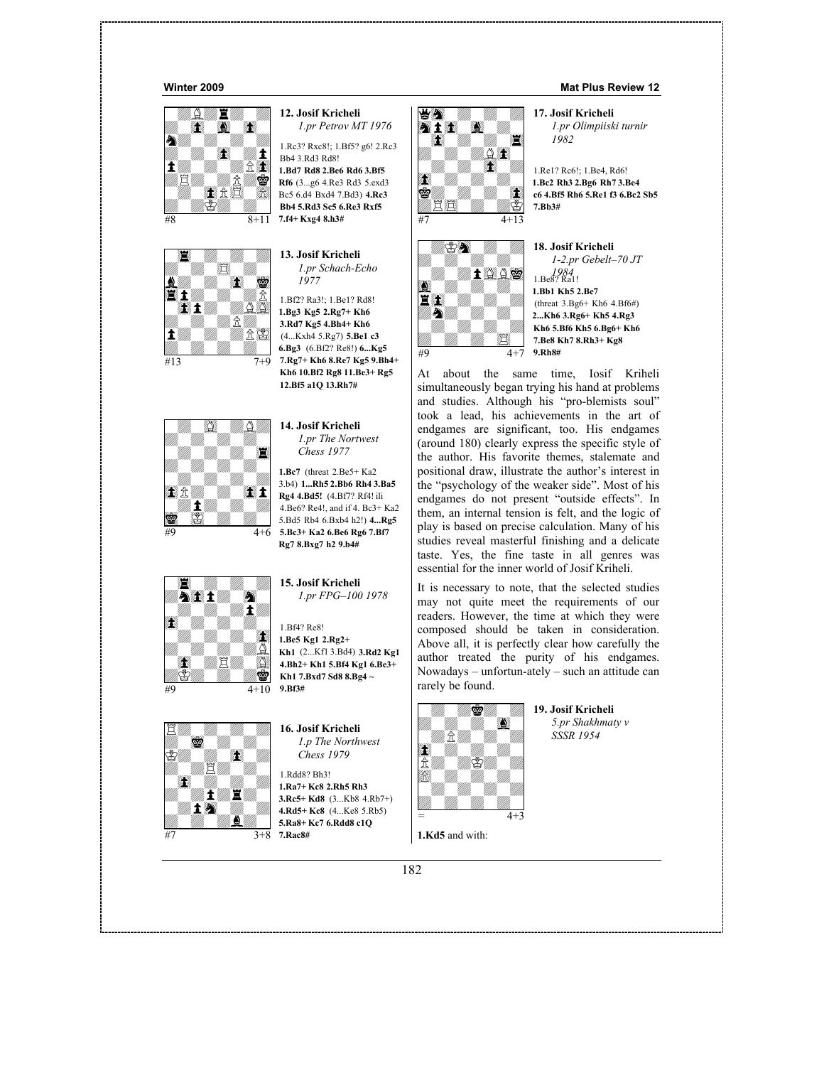**12. Josif Kricheli**
*1.pr Petrov MT 1976*

#8 8+11

1.Rc3? Rxc8!; 1.Bf5? g6! 2.Rc3 Bb4 3.Rd3 Rd8!
**1.Bd7 Rd8 2.Be6 Rd6 3.Bf5 Rf6** (3...g6 4.Re3 Rd3 5.exd3 Bc5 6.d4 Bxd4 7.Bd3) **4.Rc3 Bb4 5.Rd3 Sc5 6.Re3 Rxf5 7.f4+ Kxg4 8.h3#**

**13. Josif Kricheli**
*1.pr Schach-Echo 1977*

#13 7+9

1.Bf2? Ra3!; 1.Be1? Rd8!
**1.Bg3 Kg5 2.Rg7+ Kh6 3.Rd7 Kg5 4.Bh4+ Kh6** (4...Kxh4 5.Rg7) **5.Be1 c3 6.Bg3** (6.Bf2? Re8!) **6...Kg5 7.Rg7+ Kh6 8.Re7 Kg5 9.Bh4+ Kh6 10.Bf2 Rg8 11.Be3+ Rg5 12.Bf5 a1Q 13.Rh7#**

**14. Josif Kricheli**
*1.pr The Nortwest Chess 1977*

#9 4+6

**1.Bc7** (threat 2.Be5+ Ka2 3.b4) **1...Rh5 2.Bb6 Rh4 3.Ba5 Rg4 4.Bd5!** (4.Bf7? Rf4! ili 4.Be6? Re4!, and if 4. Bc3+ Ka2 5.Bd5 Rb4 6.Bxb4 h2!) **4...Rg5 5.Bc3+ Ka2 6.Be6 Rg6 7.Bf7 Rg7 8.Bxg7 h2 9.b4#**

**15. Josif Kricheli**
*1.pr FPG–100 1978*

#9 4+10

1.Bf4? Re8!
**1.Be5 Kg1 2.Rg2+ Kh1** (2...Kf1 3.Bd4) **3.Rd2 Kg1 4.Bh2+ Kh1 5.Bf4 Kg1 6.Be3+ Kh1 7.Bxd7 Sd8 8.Bg4 ~ 9.Bf3#**

**16. Josif Kricheli**
*1.p The Northwest Chess 1979*

#7 3+8

1.Rdd8? Bh3!
**1.Ra7+ Kc8 2.Rh5 Rh3 3.Rc5+ Kd8** (3...Kb8 4.Rb7+) **4.Rd5+ Kc8** (4...Ke8 5.Rb5) **5.Ra8+ Kc7 6.Rdd8 c1Q 7.Rac8#**

**17. Josif Kricheli**
*1.pr Olimpiiski turnir 1982*

#7 4+13

1.Re1? Rc6!; 1.Be4, Rd6!
**1.Bc2 Rh3 2.Bg6 Rh7 3.Be4 c6 4.Bf5 Rh6 5.Re1 f3 6.Bc2 Sb5 7.Bb3#**

**18. Josif Kricheli**
*1-2.pr Gebelt–70 JT 1984*

#9 4+7

1.Be8? Ra1!
**1.Bb1 Kh5 2.Be7** (threat 3.Bg6+ Kh6 4.Bf6#) **2...Kh6 3.Rg6+ Kh5 4.Rg3 Kh6 5.Bf6 Kh5 6.Bg6+ Kh6 7.Be8 Kh7 8.Rh3+ Kg8 9.Rh8#**

At about the same time, Iosif Kriheli simultaneously began trying his hand at problems and studies. Although his "pro-blemists soul" took a lead, his achievements in the art of endgames are significant, too. His endgames (around 180) clearly express the specific style of the author. His favorite themes, stalemate and positional draw, illustrate the author's interest in the "psychology of the weaker side". Most of his endgames do not present "outside effects". In them, an internal tension is felt, and the logic of play is based on precise calculation. Many of his studies reveal masterful finishing and a delicate taste. Yes, the fine taste in all genres was essential for the inner world of Josif Kriheli.

It is necessary to note, that the selected studies may not quite meet the requirements of our readers. However, the time at which they were composed should be taken in consideration. Above all, it is perfectly clear how carefully the author treated the purity of his endgames. Nowadays – unfortun-ately – such an attitude can rarely be found.

**19. Josif Kricheli**
*5.pr Shakhmaty v SSSR 1954*

= 4+3

**1.Kd5** and with: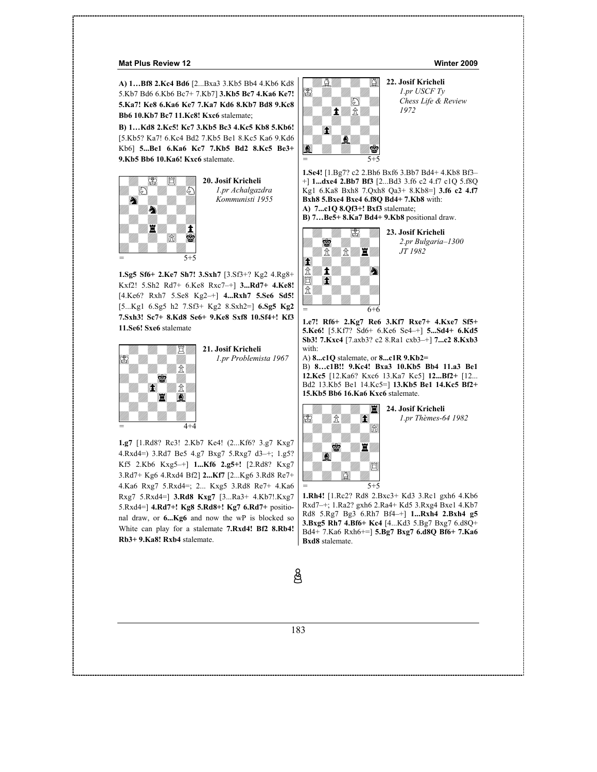**A) 1…Bf8 2.Kc4 Bd6** [2...Bxa3 3.Kb5 Bb4 4.Kb6 Kd8 5.Kb7 Bd6 6.Kb6 Bc7+ 7.Kb7] **3.Kb5 Bc7 4.Ka6 Ke7! 5.Ka7! Ke8 6.Ka6 Ke7 7.Ka7 Kd6 8.Kb7 Bd8 9.Kc8 Bb6 10.Kb7 Bc7 11.Kc8! Kxc6** stalemate;

**B) 1…Kd8 2.Kc5! Kc7 3.Kb5 Bc3 4.Kc5 Kb8 5.Kb6!** [5.Kb5? Ka7! 6.Kc4 Bd2 7.Kb5 Be1 8.Kc5 Ka6 9.Kd6 Kb6] **5...Be1 6.Ka6 Kc7 7.Kb5 Bd2 8.Kc5 Be3+ 9.Kb5 Bb6 10.Ka6! Kxc6** stalemate.

**20. Josif Kricheli**
*1.pr Achalgazdra Kommunisti 1955*

= 5+5

**1.Sg5 Sf6+ 2.Ke7 Sh7! 3.Sxh7** [3.Sf3+? Kg2 4.Rg8+ Kxf2! 5.Sh2 Rd7+ 6.Ke8 Rxc7–+] **3...Rd7+ 4.Ke8!** [4.Ke6? Rxh7 5.Se8 Kg2–+] **4...Rxh7 5.Se6 Sd5!** [5...Kg1 6.Sg5 h2 7.Sf3+ Kg2 8.Sxh2=] **6.Sg5 Kg2 7.Sxh3! Sc7+ 8.Kd8 Se6+ 9.Ke8 Sxf8 10.Sf4+! Kf3 11.Se6! Sxe6** stalemate

**21. Josif Kricheli**
*1.pr Problemista 1967*

= 4+4

**1.g7** [1.Rd8? Rc3! 2.Kb7 Ke4! (2...Kf6? 3.g7 Kxg7 4.Rxd4=) 3.Rd7 Be5 4.g7 Bxg7 5.Rxg7 d3–+; 1.g5? Kf5 2.Kb6 Kxg5–+] **1...Kf6 2.g5+!** [2.Rd8? Kxg7 3.Rd7+ Kg6 4.Rxd4 Bf2] **2...Kf7** [2...Kg6 3.Rd8 Re7+ 4.Ka6 Rxg7 5.Rxd4=; 2... Kxg5 3.Rd8 Re7+ 4.Ka6 Rxg7 5.Rxd4=] **3.Rd8 Kxg7** [3...Ra3+ 4.Kb7!.Kxg7 5.Rxd4=] **4.Rd7+! Kg8 5.Rd8+! Kg7 6.Rd7+** positional draw, or **6...Kg6** and now the wP is blocked so White can play for a stalemate **7.Rxd4! Bf2 8.Rb4! Rb3+ 9.Ka8! Rxb4** stalemate.

**22. Josif Kricheli**
*1.pr USCF Ty Chess Life & Review 1972*

= 5+5

**1.Se4!** [1.Bg7? c2 2.Bh6 Bxf6 3.Bb7 Bd4+ 4.Kb8 Bf3–+] **1...dxe4 2.Bb7 Bf3** [2...Bd3 3.f6 c2 4.f7 c1Q 5.f8Q Kg1 6.Ka8 Bxh8 7.Qxh8 Qa3+ 8.Kb8=] **3.f6 c2 4.f7 Bxh8 5.Bxe4 Bxe4 6.f8Q Bd4+ 7.Kb8** with:

**A) 7...c1Q 8.Qf3+! Bxf3** stalemate;

**B) 7…Be5+ 8.Ka7 Bd4+ 9.Kb8** positional draw.

**23. Josif Kricheli**
*2.pr Bulgaria–1300 JT 1982*

= 6+6

**1.e7! Rf6+ 2.Kg7 Re6 3.Kf7 Rxe7+ 4.Kxe7 Sf5+ 5.Ke6!** [5.Kf7? Sd6+ 6.Ke6 Se4–+] **5...Sd4+ 6.Kd5 Sb3! 7.Kxc4** [7.axb3? c2 8.Ra1 cxb3–+] **7...c2 8.Kxb3** with:

A) **8...c1Q** stalemate, or **8...c1R 9.Kb2=**

B) **8…c1B!! 9.Kc4! Bxa3 10.Kb5 Bb4 11.a3 Be1 12.Kc5** [12.Ka6? Kxc6 13.Ka7 Kc5] **12...Bf2+** [12... Bd2 13.Kb5 Be1 14.Kc5=] **13.Kb5 Be1 14.Kc5 Bf2+ 15.Kb5 Bb6 16.Ka6 Kxc6** stalemate.

**24. Josif Kricheli**
*1.pr Thèmes-64 1982*

= 5+5

**1.Rh4!** [1.Rc2? Rd8 2.Bxc3+ Kd3 3.Rc1 gxh6 4.Kb6 Rxd7–+; 1.Ra2? gxh6 2.Ra4+ Kd5 3.Rxg4 Bxe1 4.Kb7 Rd8 5.Rg7 Bg3 6.Rh7 Bf4–+] **1...Rxh4 2.Bxh4 g5 3.Bxg5 Rh7 4.Bf6+ Kc4** [4...Kd3 5.Bg7 Bxg7 6.d8Q+ Bd4+ 7.Ka6 Rxh6+=] **5.Bg7 Bxg7 6.d8Q Bf6+ 7.Ka6 Bxd8** stalemate.